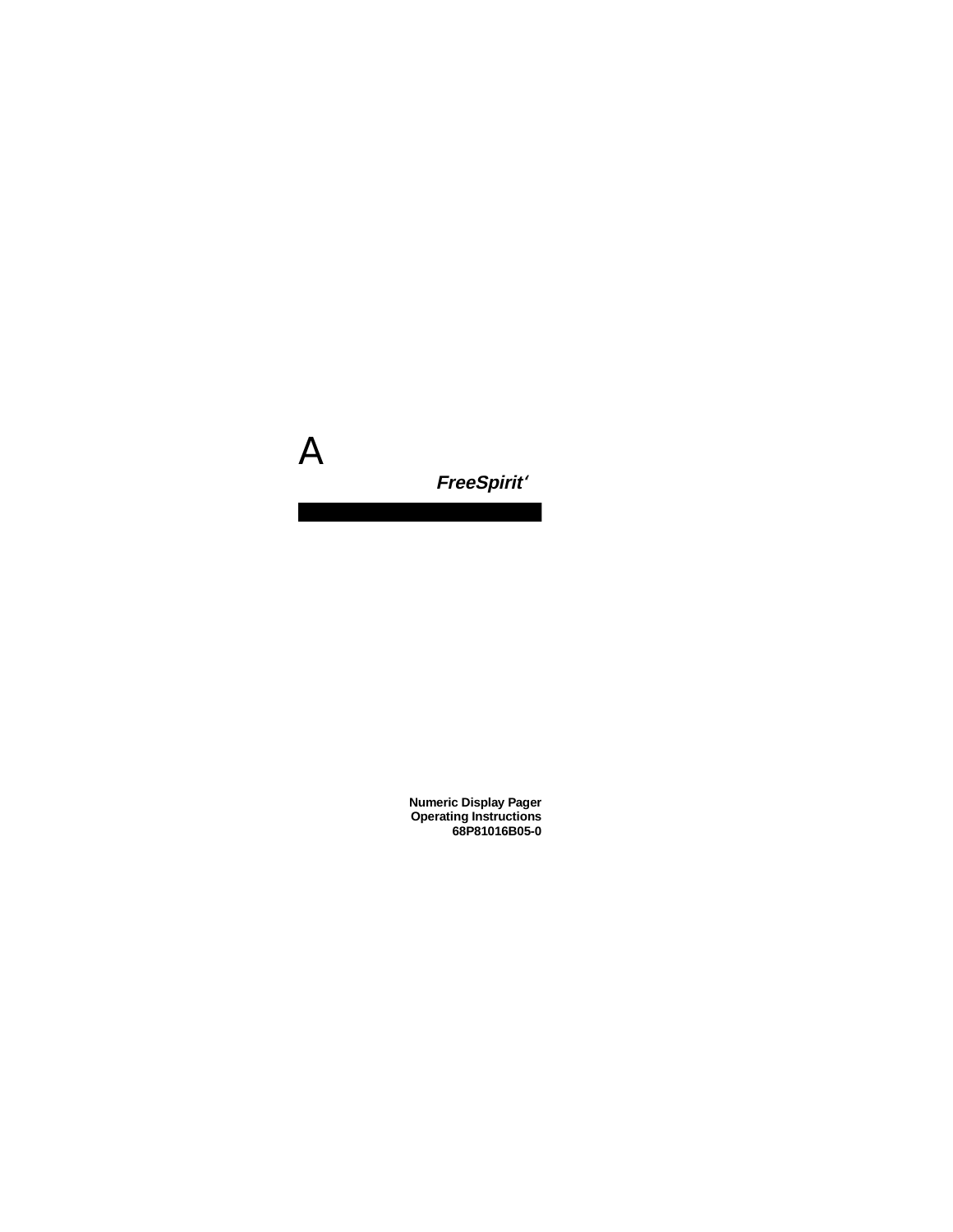A

***FreeSpirit'***

**Numeric Display Pager**
**Operating Instructions**
**68P81016B05-0**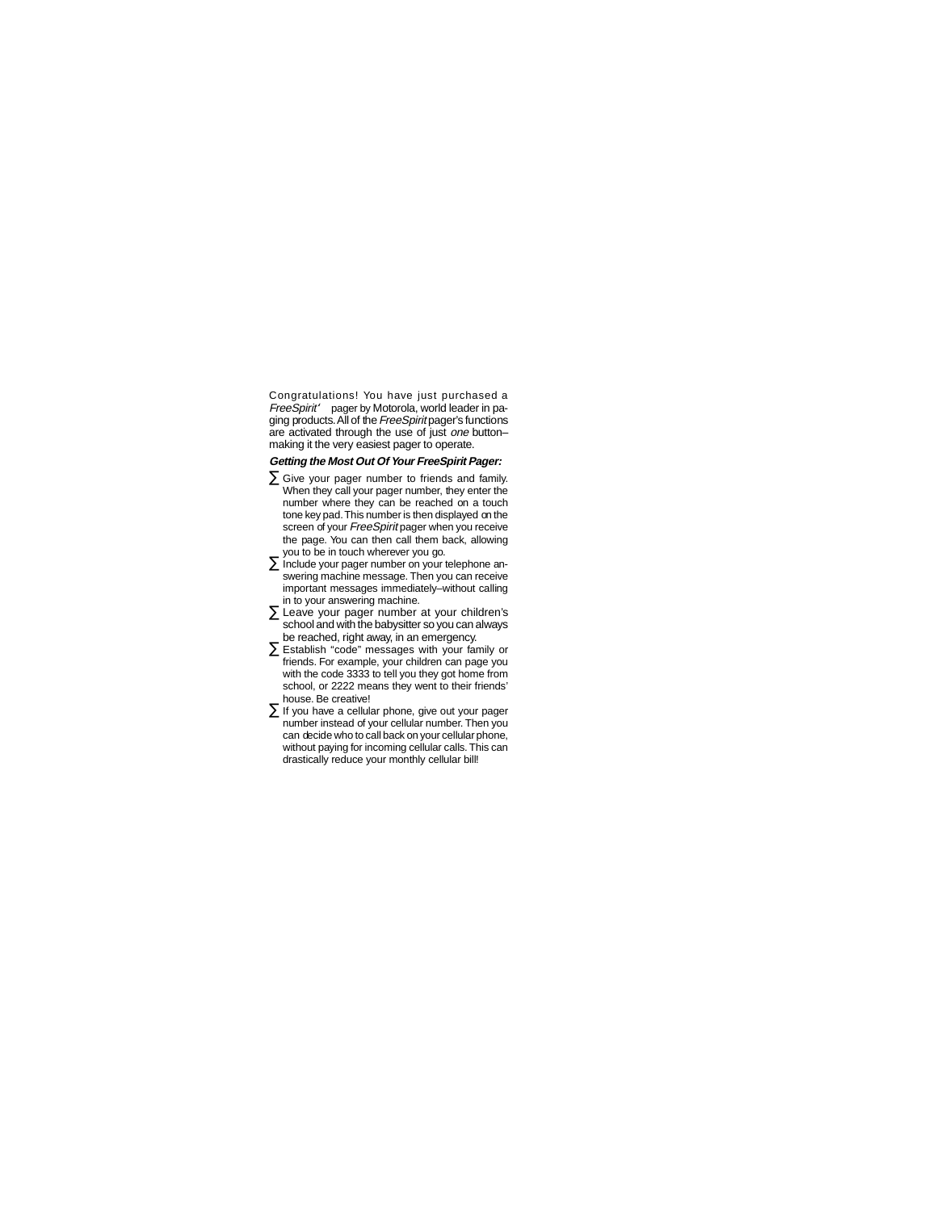Congratulations! You have just purchased a *FreeSpirit*' pager by Motorola, world leader in paging products. All of the *FreeSpirit* pager's functions are activated through the use of just *one* button–making it the very easiest pager to operate.

***Getting the Most Out Of Your FreeSpirit Pager:***

- Give your pager number to friends and family. When they call your pager number, they enter the number where they can be reached on a touch tone key pad. This number is then displayed on the screen of your *FreeSpirit* pager when you receive the page. You can then call them back, allowing you to be in touch wherever you go.
- Include your pager number on your telephone answering machine message. Then you can receive important messages immediately–without calling in to your answering machine.
- Leave your pager number at your children's school and with the babysitter so you can always be reached, right away, in an emergency.
- Establish "code" messages with your family or friends. For example, your children can page you with the code 3333 to tell you they got home from school, or 2222 means they went to their friends' house. Be creative!
- If you have a cellular phone, give out your pager number instead of your cellular number. Then you can decide who to call back on your cellular phone, without paying for incoming cellular calls. This can drastically reduce your monthly cellular bill!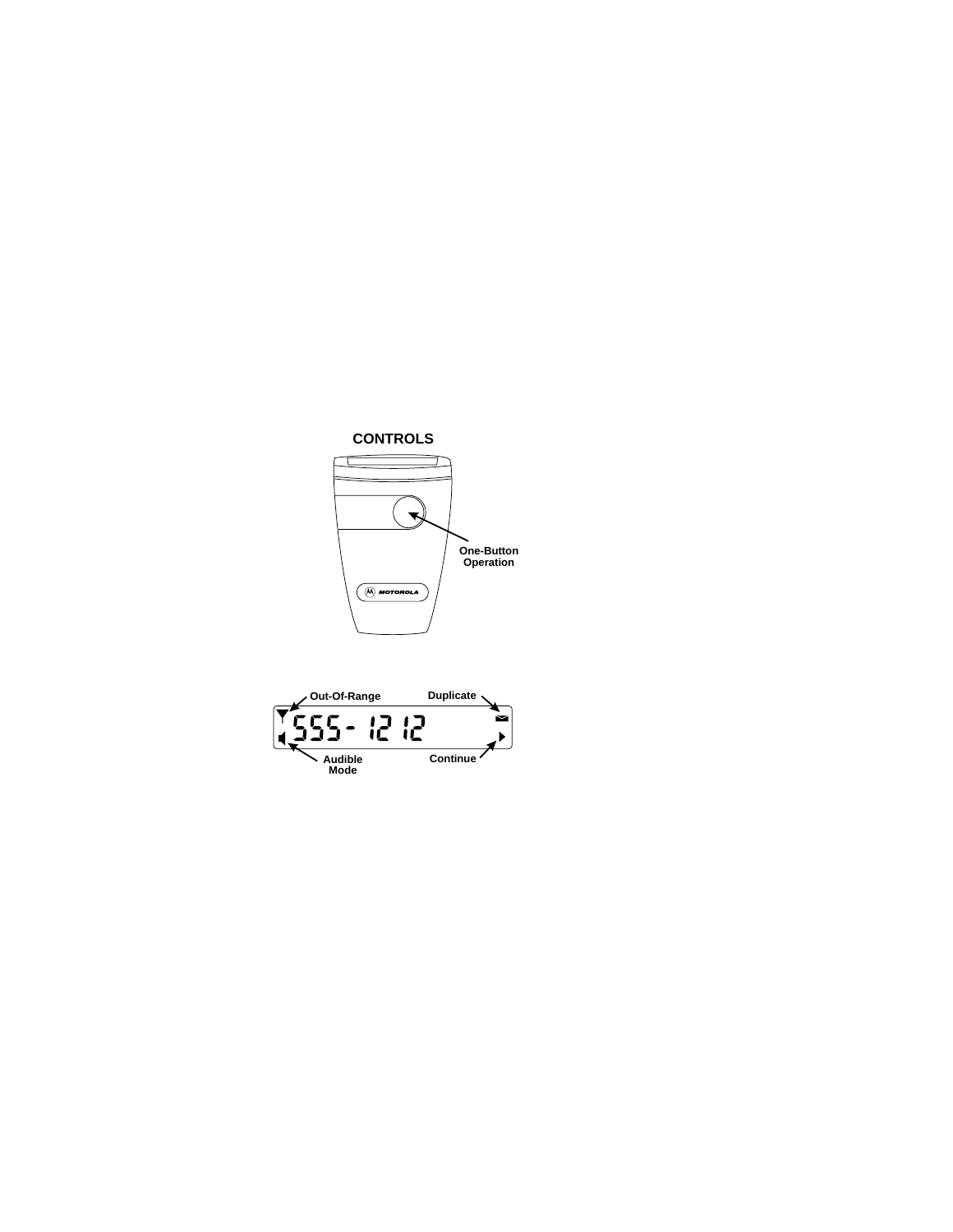## CONTROLS

One-Button Operation

MOTOROLA

Out-Of-Range

Duplicate

555- 1212

Audible Mode

Continue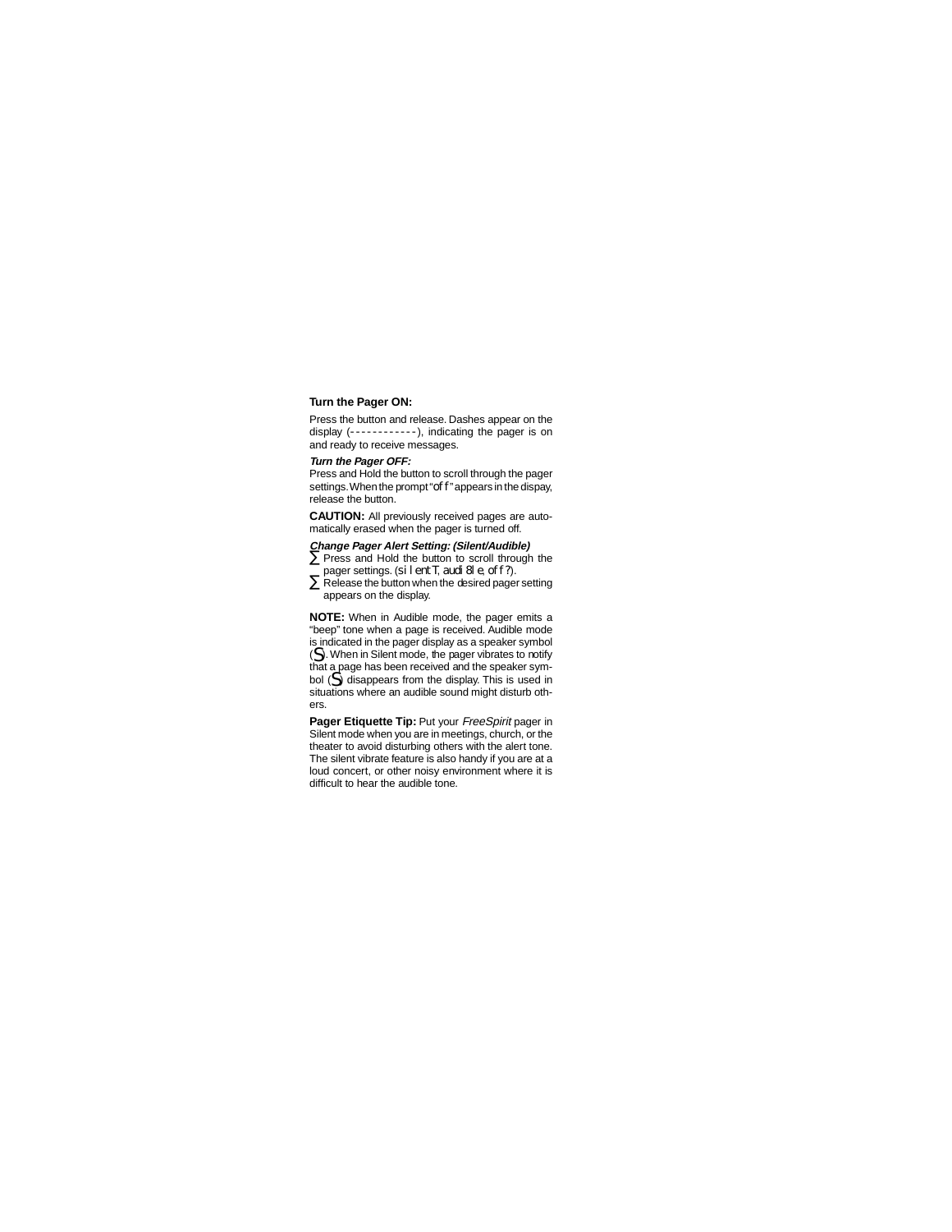**Turn the Pager ON:**

Press the button and release. Dashes appear on the display (------------), indicating the pager is on and ready to receive messages.

***Turn the Pager OFF:***

Press and Hold the button to scroll through the pager settings. When the prompt "off" appears in the dispay, release the button.

**CAUTION:** All previously received pages are automatically erased when the pager is turned off.

***Change Pager Alert Setting: (Silent/Audible)***

- Press and Hold the button to scroll through the pager settings. (silentT, audi8le, off?).
- Release the button when the desired pager setting appears on the display.

**NOTE:** When in Audible mode, the pager emits a "beep" tone when a page is received. Audible mode is indicated in the pager display as a speaker symbol (S). When in Silent mode, the pager vibrates to notify that a page has been received and the speaker symbol (S) disappears from the display. This is used in situations where an audible sound might disturb others.

**Pager Etiquette Tip:** Put your *FreeSpirit* pager in Silent mode when you are in meetings, church, or the theater to avoid disturbing others with the alert tone. The silent vibrate feature is also handy if you are at a loud concert, or other noisy environment where it is difficult to hear the audible tone.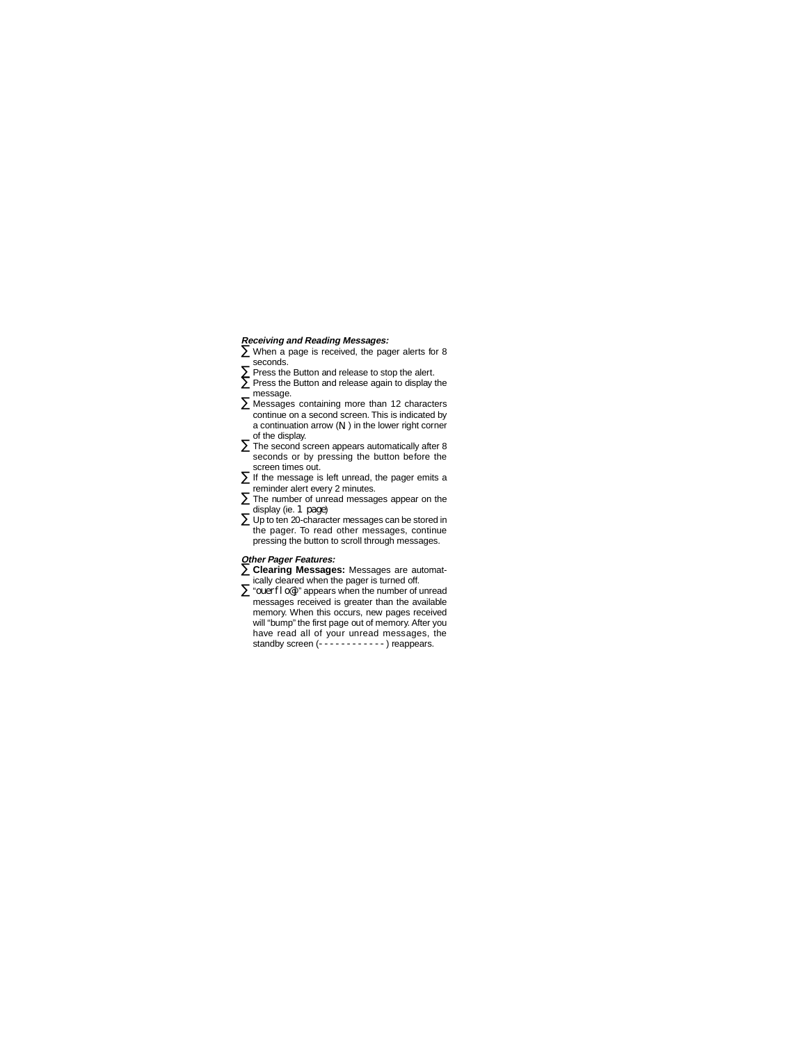***Receiving and Reading Messages:***

- When a page is received, the pager alerts for 8 seconds.
- Press the Button and release to stop the alert.
- Press the Button and release again to display the message.
- Messages containing more than 12 characters continue on a second screen. This is indicated by a continuation arrow (N ) in the lower right corner of the display.
- The second screen appears automatically after 8 seconds or by pressing the button before the screen times out.
- If the message is left unread, the pager emits a reminder alert every 2 minutes.
- The number of unread messages appear on the display (ie. 1 page)
- Up to ten 20-character messages can be stored in the pager. To read other messages, continue pressing the button to scroll through messages.

***Other Pager Features:***

- **Clearing Messages:** Messages are automatically cleared when the pager is turned off.
- “ouerflo@” appears when the number of unread messages received is greater than the available memory. When this occurs, new pages received will “bump” the first page out of memory. After you have read all of your unread messages, the standby screen (- - - - - - - - - - - -) reappears.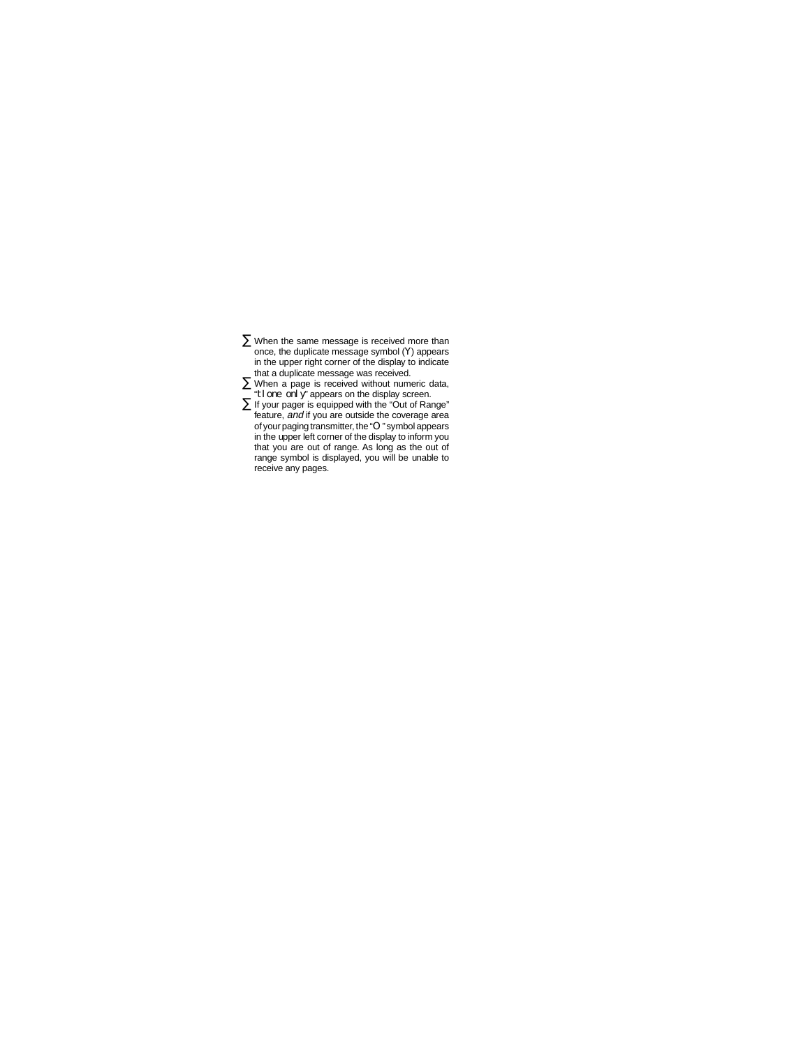- When the same message is received more than once, the duplicate message symbol (Y) appears in the upper right corner of the display to indicate that a duplicate message was received.
- When a page is received without numeric data, "tlone only" appears on the display screen.
- If your pager is equipped with the "Out of Range" feature, *and* if you are outside the coverage area of your paging transmitter, the "O" symbol appears in the upper left corner of the display to inform you that you are out of range. As long as the out of range symbol is displayed, you will be unable to receive any pages.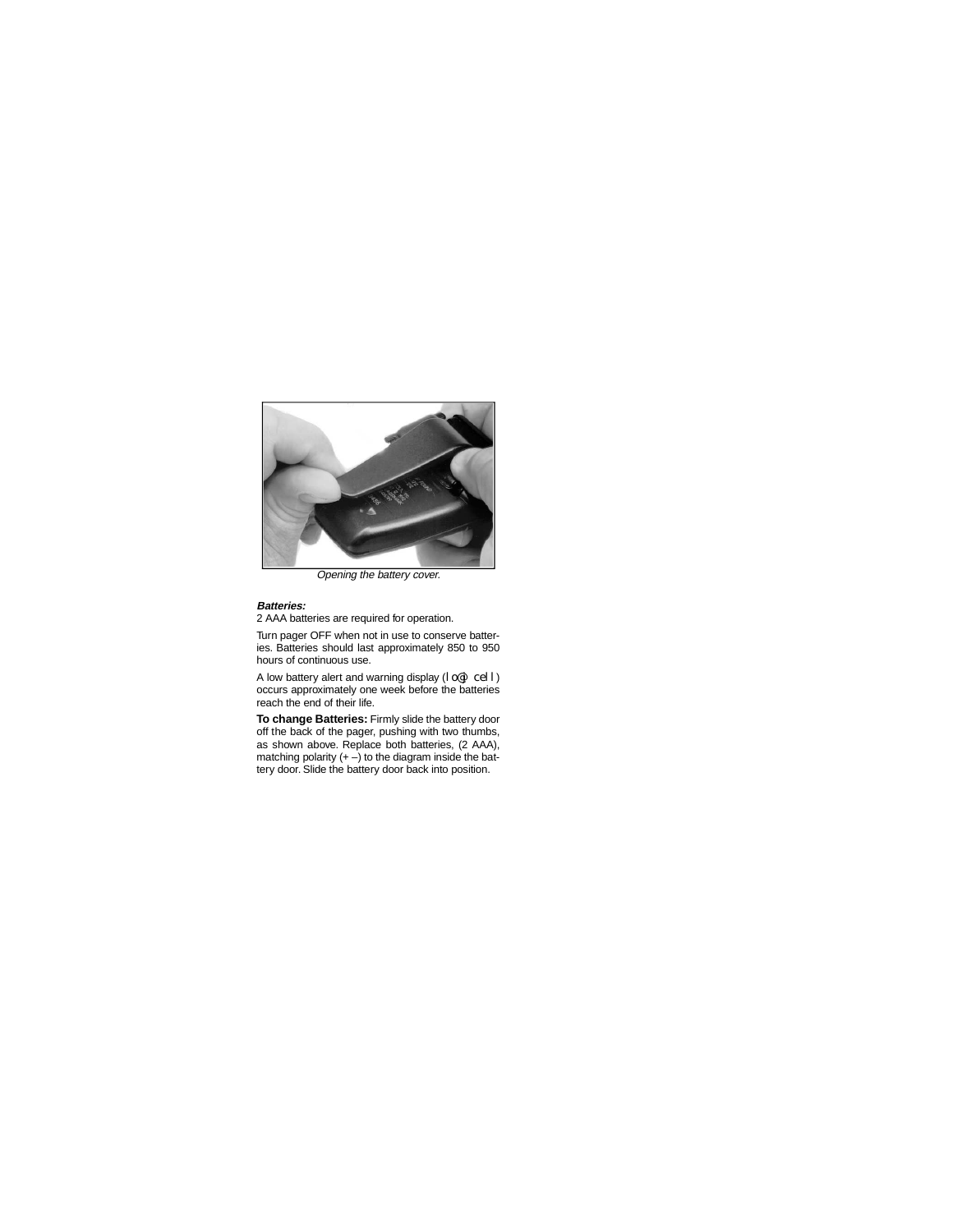Opening the battery cover.

***Batteries:***

2 AAA batteries are required for operation.

Turn pager OFF when not in use to conserve batteries. Batteries should last approximately 850 to 950 hours of continuous use.

A low battery alert and warning display (low cell) occurs approximately one week before the batteries reach the end of their life.

**To change Batteries:** Firmly slide the battery door off the back of the pager, pushing with two thumbs, as shown above. Replace both batteries, (2 AAA), matching polarity (+ –) to the diagram inside the battery door. Slide the battery door back into position.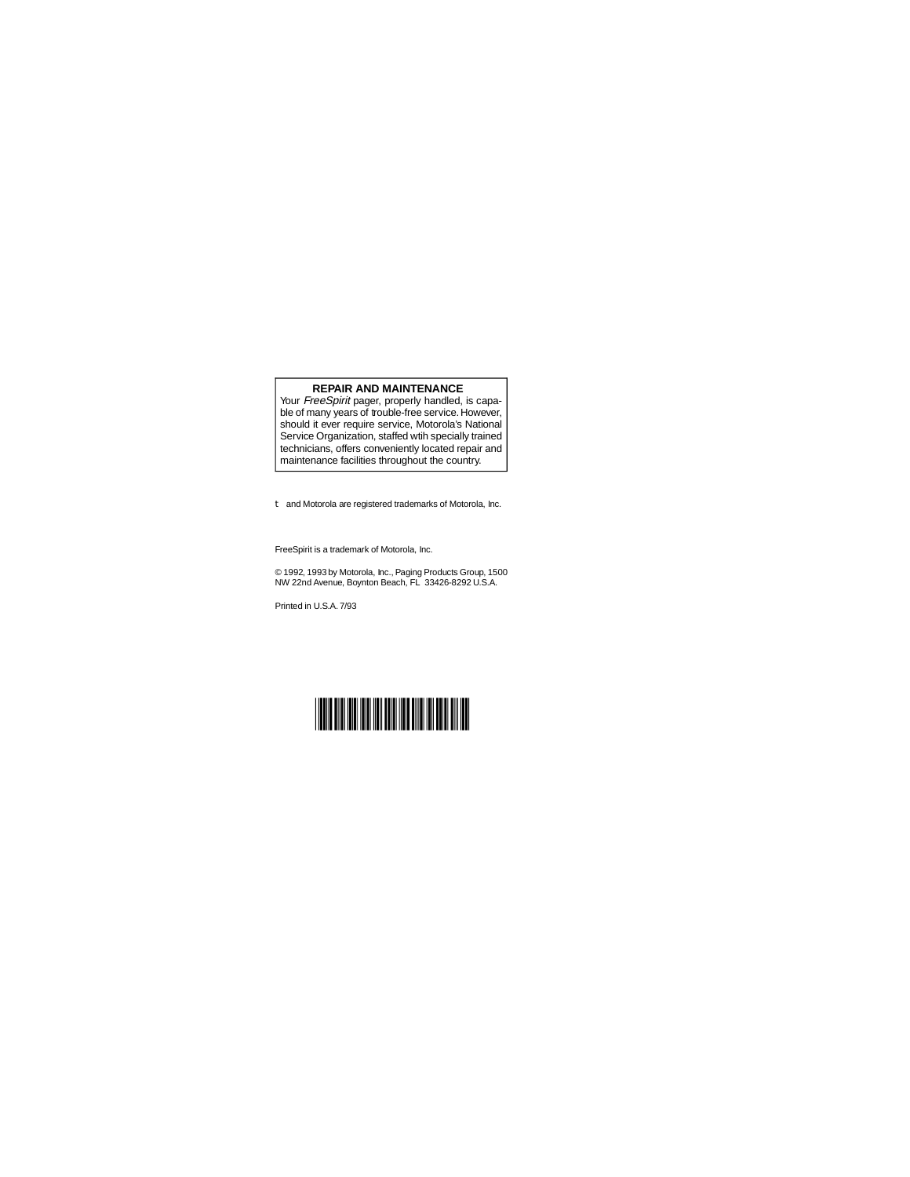**REPAIR AND MAINTENANCE**

Your *FreeSpirit* pager, properly handled, is capable of many years of trouble-free service. However, should it ever require service, Motorola's National Service Organization, staffed wtih specially trained technicians, offers conveniently located repair and maintenance facilities throughout the country.

t and Motorola are registered trademarks of Motorola, Inc.

FreeSpirit is a trademark of Motorola, Inc.

© 1992, 1993 by Motorola, Inc., Paging Products Group, 1500 NW 22nd Avenue, Boynton Beach, FL 33426-8292 U.S.A.

Printed in U.S.A. 7/93